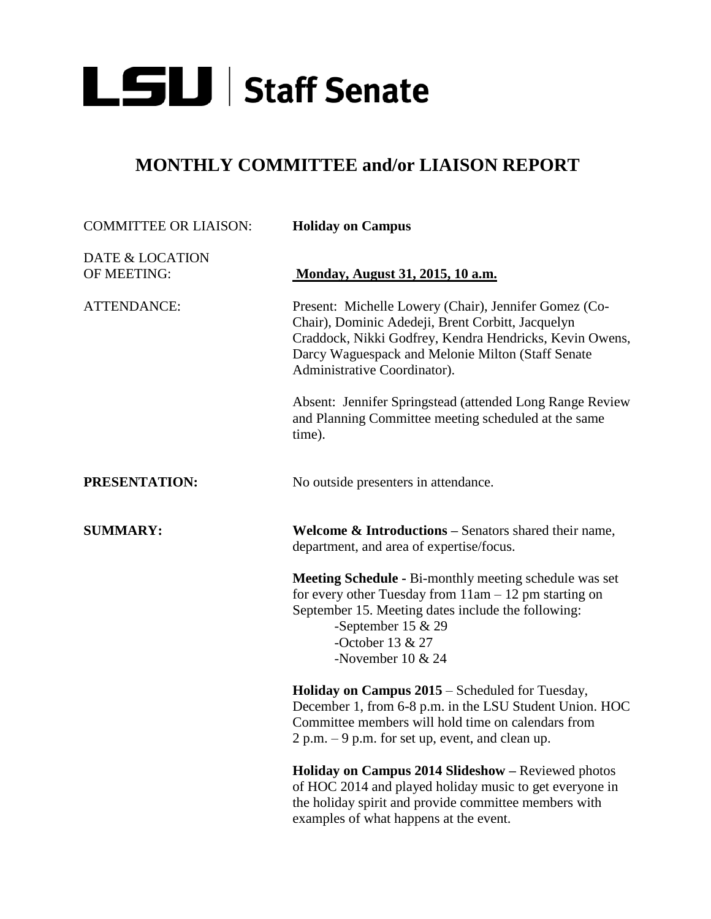# LSU | Staff Senate

## MONTHLY COMMITTEE and/or LIAISON REPORT

COMMITTEE OR LIAISON: **Holiday on Campus**

DATE & LOCATION OF MEETING: **Monday, August 31, 2015, 10 a.m.**

ATTENDANCE: Present: Michelle Lowery (Chair), Jennifer Gomez (Co-Chair), Dominic Adedeji, Brent Corbitt, Jacquelyn Craddock, Nikki Godfrey, Kendra Hendricks, Kevin Owens, Darcy Waguespack and Melonie Milton (Staff Senate Administrative Coordinator).

Absent: Jennifer Springstead (attended Long Range Review and Planning Committee meeting scheduled at the same time).

**PRESENTATION:** No outside presenters in attendance.

**SUMMARY:** **Welcome & Introductions –** Senators shared their name, department, and area of expertise/focus.

**Meeting Schedule -** Bi-monthly meeting schedule was set for every other Tuesday from 11am – 12 pm starting on September 15. Meeting dates include the following:

-September 15 & 29
-October 13 & 27
-November 10 & 24

**Holiday on Campus 2015** – Scheduled for Tuesday, December 1, from 6-8 p.m. in the LSU Student Union. HOC Committee members will hold time on calendars from 2 p.m. – 9 p.m. for set up, event, and clean up.

**Holiday on Campus 2014 Slideshow –** Reviewed photos of HOC 2014 and played holiday music to get everyone in the holiday spirit and provide committee members with examples of what happens at the event.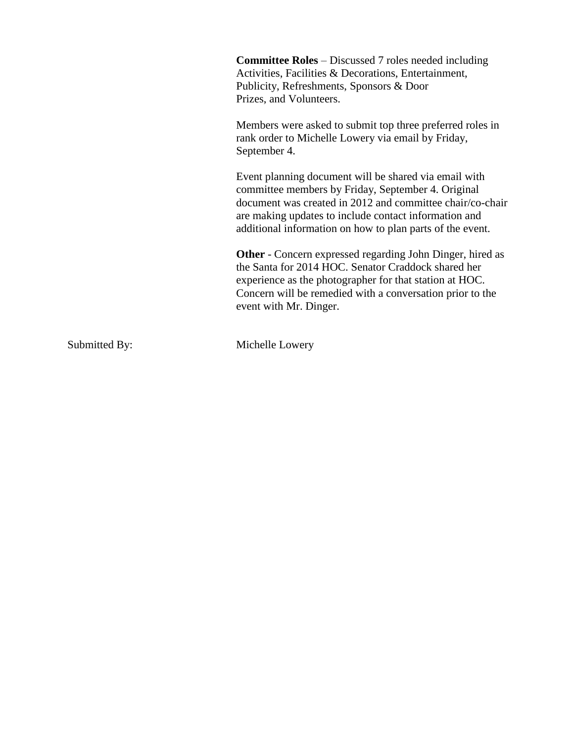**Committee Roles** – Discussed 7 roles needed including Activities, Facilities & Decorations, Entertainment, Publicity, Refreshments, Sponsors & Door Prizes, and Volunteers.

Members were asked to submit top three preferred roles in rank order to Michelle Lowery via email by Friday, September 4.

Event planning document will be shared via email with committee members by Friday, September 4. Original document was created in 2012 and committee chair/co-chair are making updates to include contact information and additional information on how to plan parts of the event.

**Other** - Concern expressed regarding John Dinger, hired as the Santa for 2014 HOC. Senator Craddock shared her experience as the photographer for that station at HOC. Concern will be remedied with a conversation prior to the event with Mr. Dinger.

Submitted By: Michelle Lowery